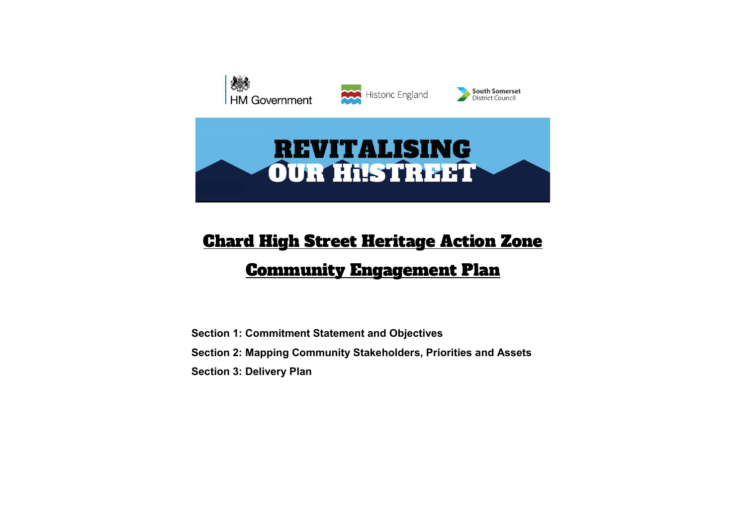HM Government | Historic England | South Somerset District Council

# REVITALISING OUR Hi!STREET

# Chard High Street Heritage Action Zone

# Community Engagement Plan

**Section 1: Commitment Statement and Objectives**

**Section 2: Mapping Community Stakeholders, Priorities and Assets**

**Section 3: Delivery Plan**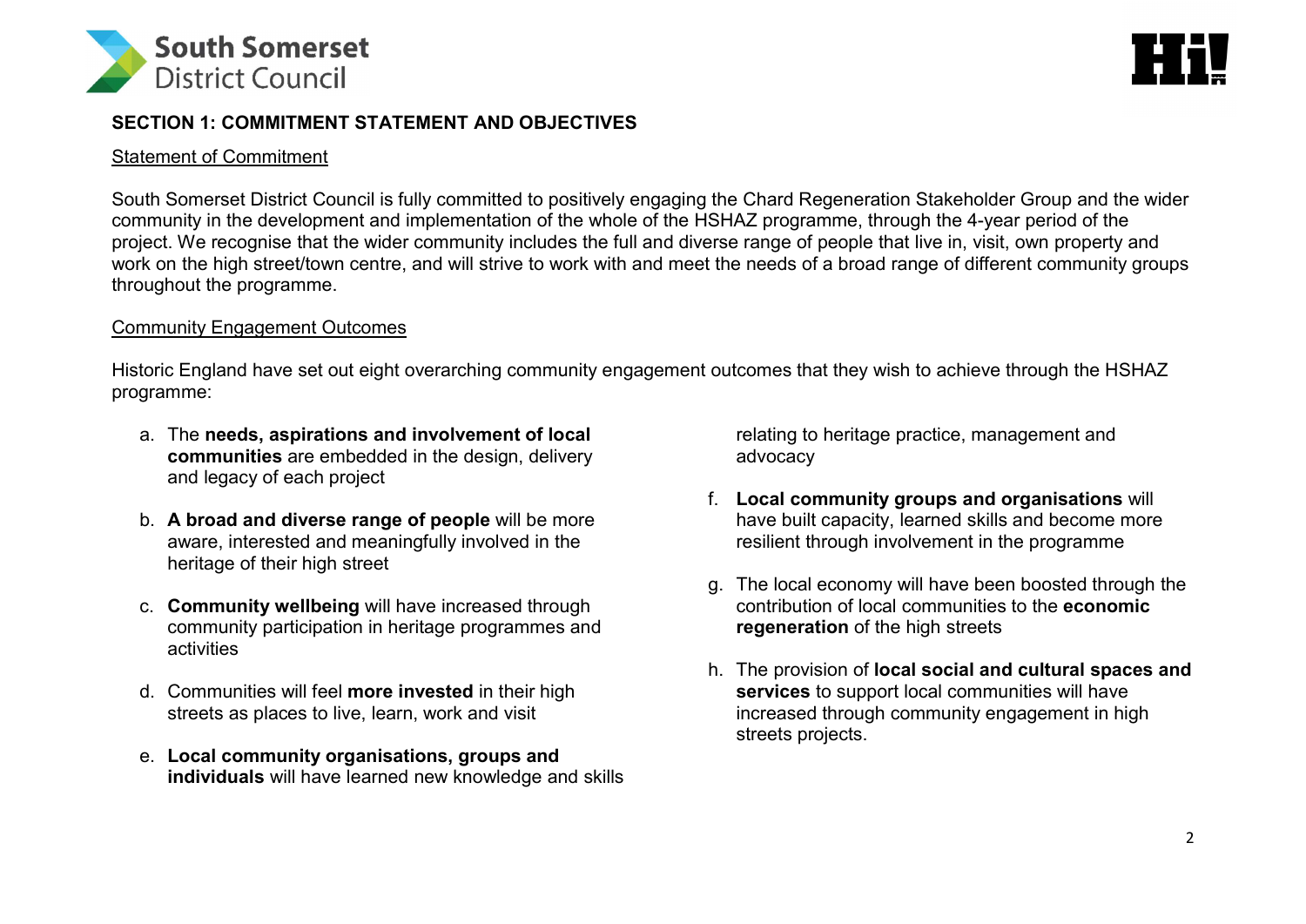## SECTION 1: COMMITMENT STATEMENT AND OBJECTIVES

### Statement of Commitment

South Somerset District Council is fully committed to positively engaging the Chard Regeneration Stakeholder Group and the wider community in the development and implementation of the whole of the HSHAZ programme, through the 4-year period of the project. We recognise that the wider community includes the full and diverse range of people that live in, visit, own property and work on the high street/town centre, and will strive to work with and meet the needs of a broad range of different community groups throughout the programme.

### Community Engagement Outcomes

Historic England have set out eight overarching community engagement outcomes that they wish to achieve through the HSHAZ programme:

a. The **needs, aspirations and involvement of local communities** are embedded in the design, delivery and legacy of each project

b. **A broad and diverse range of people** will be more aware, interested and meaningfully involved in the heritage of their high street

c. **Community wellbeing** will have increased through community participation in heritage programmes and activities

d. Communities will feel **more invested** in their high streets as places to live, learn, work and visit

e. **Local community organisations, groups and individuals** will have learned new knowledge and skills relating to heritage practice, management and advocacy

f. **Local community groups and organisations** will have built capacity, learned skills and become more resilient through involvement in the programme

g. The local economy will have been boosted through the contribution of local communities to the **economic regeneration** of the high streets

h. The provision of **local social and cultural spaces and services** to support local communities will have increased through community engagement in high streets projects.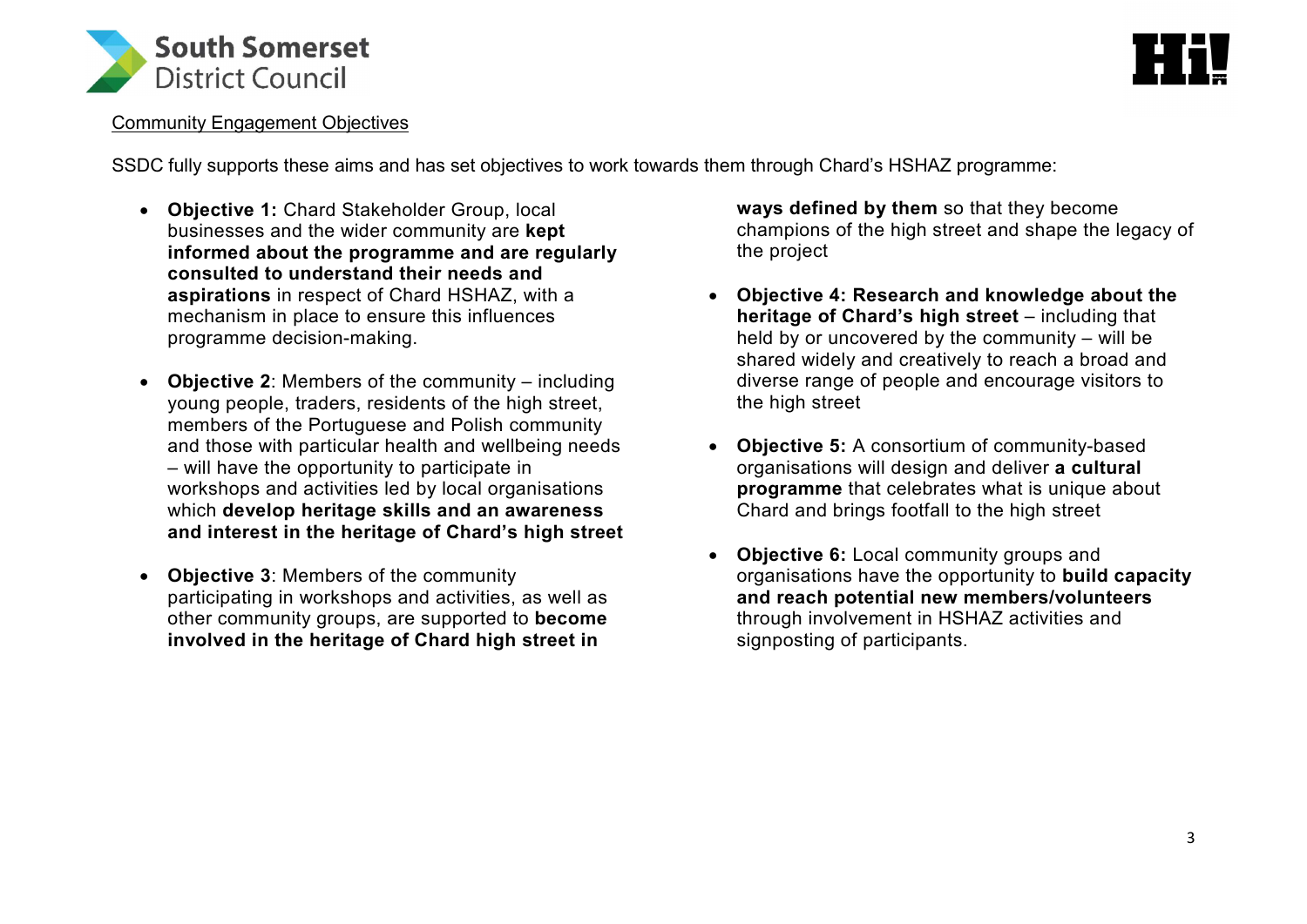Community Engagement Objectives

SSDC fully supports these aims and has set objectives to work towards them through Chard's HSHAZ programme:

- **Objective 1:** Chard Stakeholder Group, local businesses and the wider community are **kept informed about the programme and are regularly consulted to understand their needs and aspirations** in respect of Chard HSHAZ, with a mechanism in place to ensure this influences programme decision-making.

- **Objective 2**: Members of the community – including young people, traders, residents of the high street, members of the Portuguese and Polish community and those with particular health and wellbeing needs – will have the opportunity to participate in workshops and activities led by local organisations which **develop heritage skills and an awareness and interest in the heritage of Chard's high street**

- **Objective 3**: Members of the community participating in workshops and activities, as well as other community groups, are supported to **become involved in the heritage of Chard high street in ways defined by them** so that they become champions of the high street and shape the legacy of the project

- **Objective 4: Research and knowledge about the heritage of Chard's high street** – including that held by or uncovered by the community – will be shared widely and creatively to reach a broad and diverse range of people and encourage visitors to the high street

- **Objective 5:** A consortium of community-based organisations will design and deliver **a cultural programme** that celebrates what is unique about Chard and brings footfall to the high street

- **Objective 6:** Local community groups and organisations have the opportunity to **build capacity and reach potential new members/volunteers** through involvement in HSHAZ activities and signposting of participants.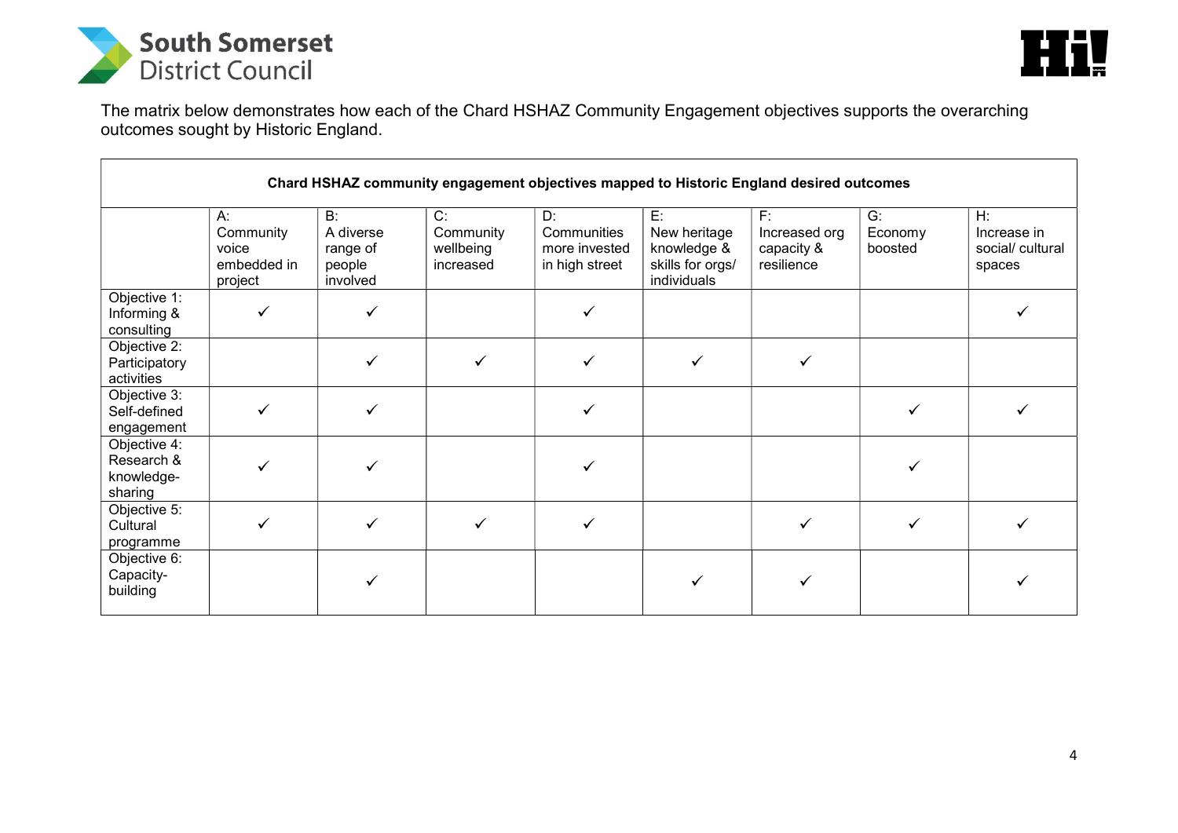The matrix below demonstrates how each of the Chard HSHAZ Community Engagement objectives supports the overarching outcomes sought by Historic England.

| Chard HSHAZ community engagement objectives mapped to Historic England desired outcomes | | | | | | | | |
|---|---|---|---|---|---|---|---|---|
| | A: Community voice embedded in project | B: A diverse range of people involved | C: Community wellbeing increased | D: Communities more invested in high street | E: New heritage knowledge & skills for orgs/ individuals | F: Increased org capacity & resilience | G: Economy boosted | H: Increase in social/ cultural spaces |
| Objective 1: Informing & consulting | ✓ | ✓ | | ✓ | | | | ✓ |
| Objective 2: Participatory activities | | ✓ | ✓ | ✓ | ✓ | ✓ | | |
| Objective 3: Self-defined engagement | ✓ | ✓ | | ✓ | | | ✓ | ✓ |
| Objective 4: Research & knowledge-sharing | ✓ | ✓ | | ✓ | | | ✓ | |
| Objective 5: Cultural programme | ✓ | ✓ | ✓ | ✓ | | ✓ | ✓ | ✓ |
| Objective 6: Capacity-building | | ✓ | | | ✓ | ✓ | | ✓ |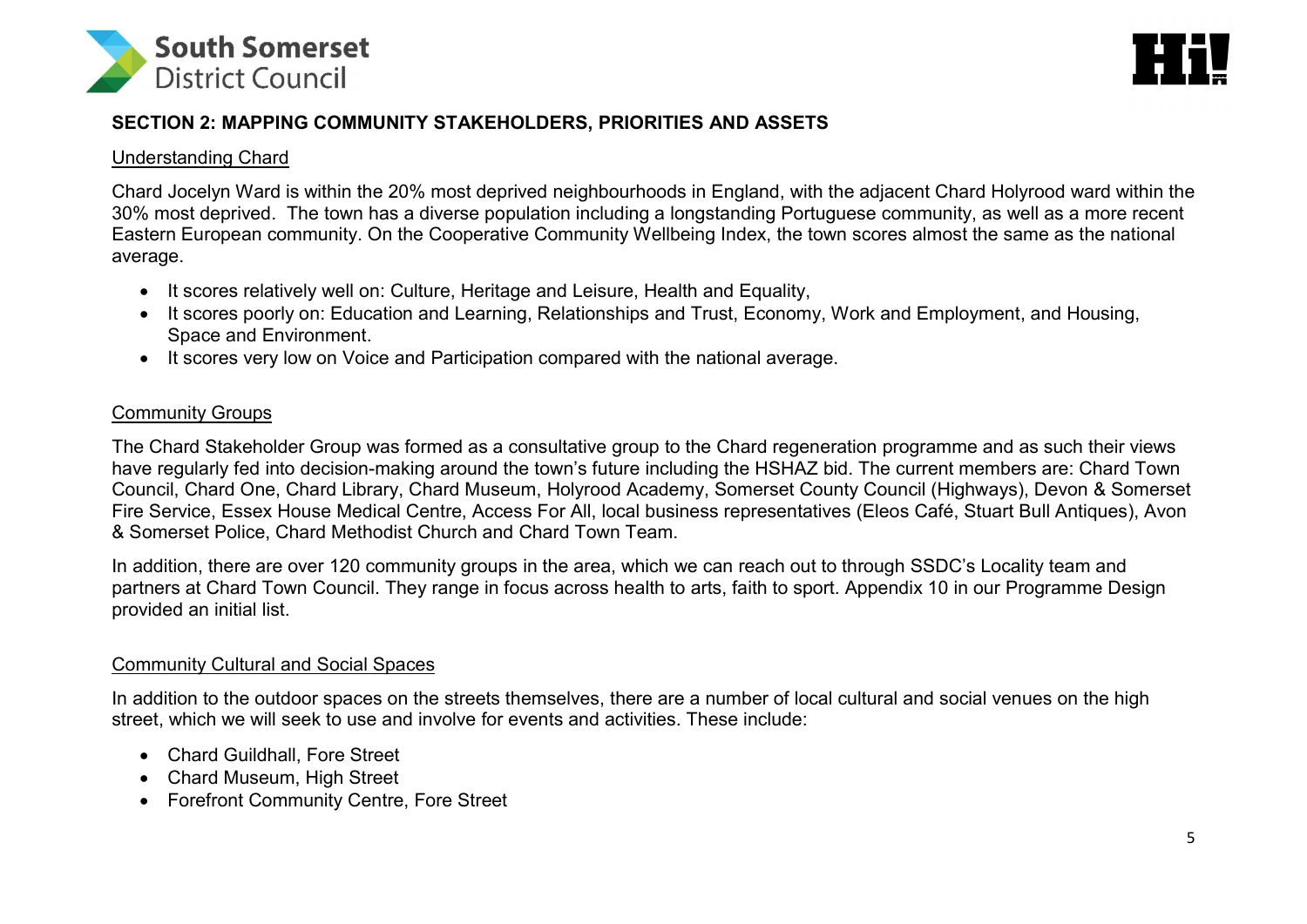## SECTION 2: MAPPING COMMUNITY STAKEHOLDERS, PRIORITIES AND ASSETS

### Understanding Chard

Chard Jocelyn Ward is within the 20% most deprived neighbourhoods in England, with the adjacent Chard Holyrood ward within the 30% most deprived. The town has a diverse population including a longstanding Portuguese community, as well as a more recent Eastern European community. On the Cooperative Community Wellbeing Index, the town scores almost the same as the national average.

- It scores relatively well on: Culture, Heritage and Leisure, Health and Equality,
- It scores poorly on: Education and Learning, Relationships and Trust, Economy, Work and Employment, and Housing, Space and Environment.
- It scores very low on Voice and Participation compared with the national average.

### Community Groups

The Chard Stakeholder Group was formed as a consultative group to the Chard regeneration programme and as such their views have regularly fed into decision-making around the town's future including the HSHAZ bid. The current members are: Chard Town Council, Chard One, Chard Library, Chard Museum, Holyrood Academy, Somerset County Council (Highways), Devon & Somerset Fire Service, Essex House Medical Centre, Access For All, local business representatives (Eleos Café, Stuart Bull Antiques), Avon & Somerset Police, Chard Methodist Church and Chard Town Team.

In addition, there are over 120 community groups in the area, which we can reach out to through SSDC's Locality team and partners at Chard Town Council. They range in focus across health to arts, faith to sport. Appendix 10 in our Programme Design provided an initial list.

### Community Cultural and Social Spaces

In addition to the outdoor spaces on the streets themselves, there are a number of local cultural and social venues on the high street, which we will seek to use and involve for events and activities. These include:

- Chard Guildhall, Fore Street
- Chard Museum, High Street
- Forefront Community Centre, Fore Street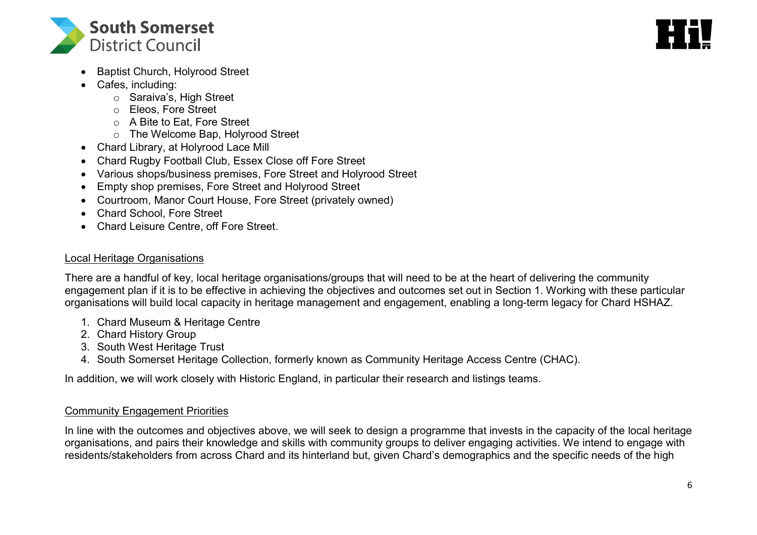- Baptist Church, Holyrood Street
- Cafes, including:
  - Saraiva's, High Street
  - Eleos, Fore Street
  - A Bite to Eat, Fore Street
  - The Welcome Bap, Holyrood Street
- Chard Library, at Holyrood Lace Mill
- Chard Rugby Football Club, Essex Close off Fore Street
- Various shops/business premises, Fore Street and Holyrood Street
- Empty shop premises, Fore Street and Holyrood Street
- Courtroom, Manor Court House, Fore Street (privately owned)
- Chard School, Fore Street
- Chard Leisure Centre, off Fore Street.

<u>Local Heritage Organisations</u>

There are a handful of key, local heritage organisations/groups that will need to be at the heart of delivering the community engagement plan if it is to be effective in achieving the objectives and outcomes set out in Section 1. Working with these particular organisations will build local capacity in heritage management and engagement, enabling a long-term legacy for Chard HSHAZ.

1. Chard Museum & Heritage Centre
2. Chard History Group
3. South West Heritage Trust
4. South Somerset Heritage Collection, formerly known as Community Heritage Access Centre (CHAC).

In addition, we will work closely with Historic England, in particular their research and listings teams.

<u>Community Engagement Priorities</u>

In line with the outcomes and objectives above, we will seek to design a programme that invests in the capacity of the local heritage organisations, and pairs their knowledge and skills with community groups to deliver engaging activities. We intend to engage with residents/stakeholders from across Chard and its hinterland but, given Chard's demographics and the specific needs of the high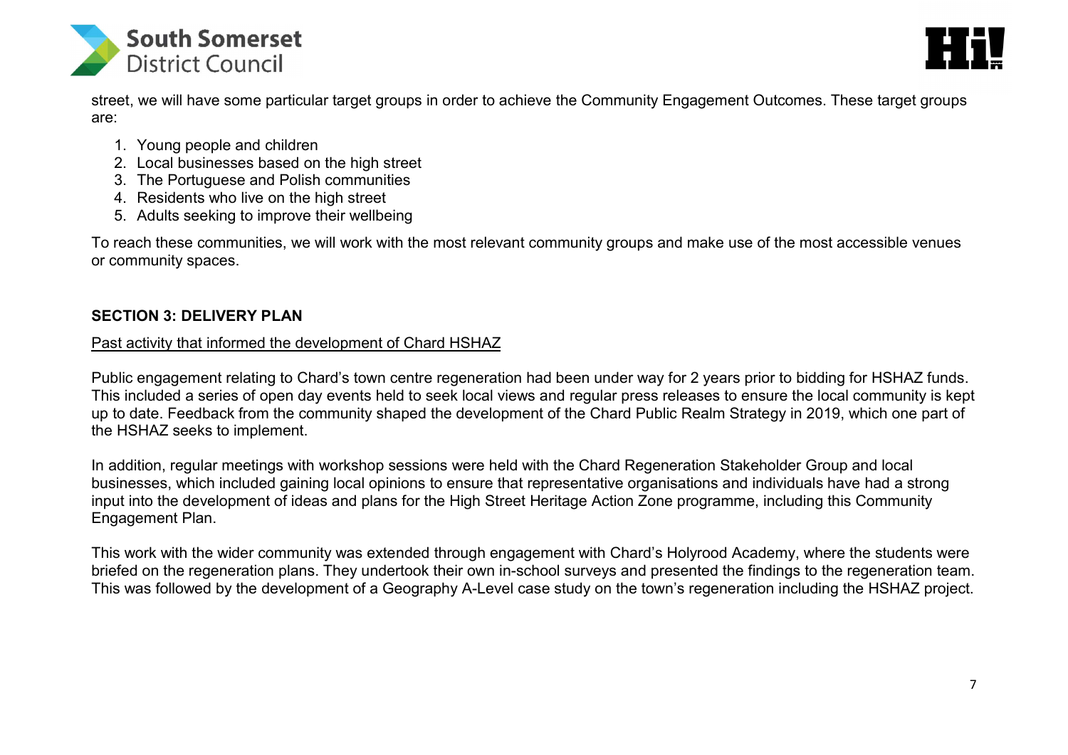street, we will have some particular target groups in order to achieve the Community Engagement Outcomes. These target groups are:

1. Young people and children
2. Local businesses based on the high street
3. The Portuguese and Polish communities
4. Residents who live on the high street
5. Adults seeking to improve their wellbeing

To reach these communities, we will work with the most relevant community groups and make use of the most accessible venues or community spaces.

## SECTION 3: DELIVERY PLAN

Past activity that informed the development of Chard HSHAZ

Public engagement relating to Chard's town centre regeneration had been under way for 2 years prior to bidding for HSHAZ funds. This included a series of open day events held to seek local views and regular press releases to ensure the local community is kept up to date. Feedback from the community shaped the development of the Chard Public Realm Strategy in 2019, which one part of the HSHAZ seeks to implement.

In addition, regular meetings with workshop sessions were held with the Chard Regeneration Stakeholder Group and local businesses, which included gaining local opinions to ensure that representative organisations and individuals have had a strong input into the development of ideas and plans for the High Street Heritage Action Zone programme, including this Community Engagement Plan.

This work with the wider community was extended through engagement with Chard's Holyrood Academy, where the students were briefed on the regeneration plans. They undertook their own in-school surveys and presented the findings to the regeneration team. This was followed by the development of a Geography A-Level case study on the town's regeneration including the HSHAZ project.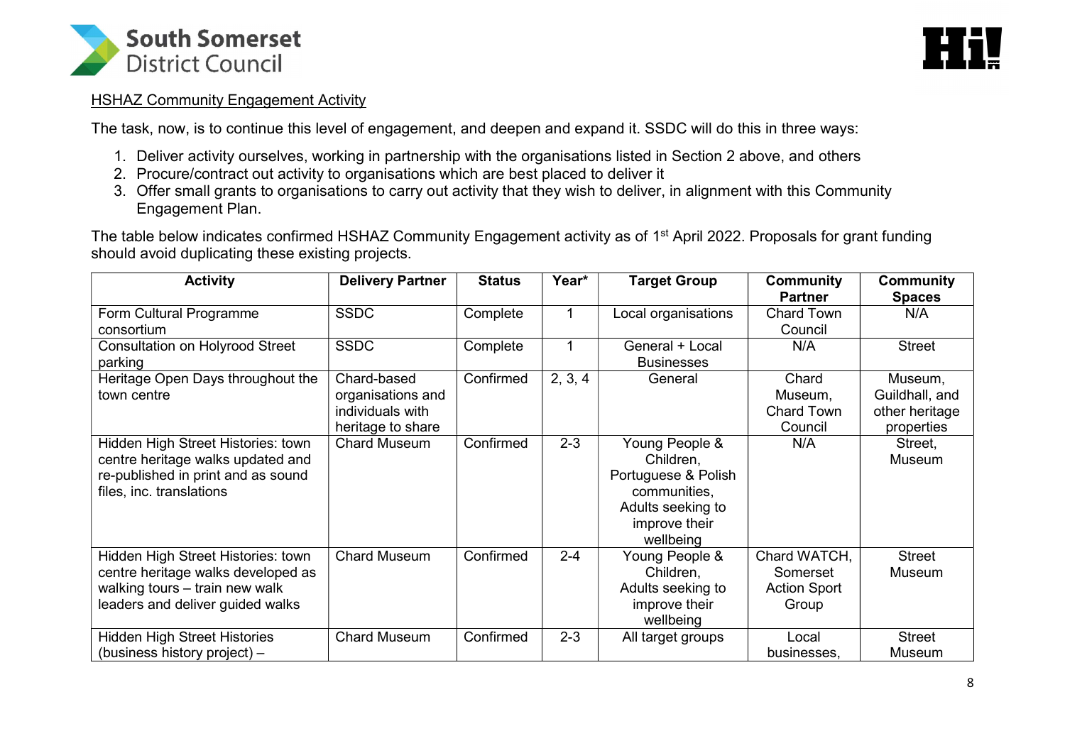HSHAZ Community Engagement Activity

The task, now, is to continue this level of engagement, and deepen and expand it. SSDC will do this in three ways:

1. Deliver activity ourselves, working in partnership with the organisations listed in Section 2 above, and others
2. Procure/contract out activity to organisations which are best placed to deliver it
3. Offer small grants to organisations to carry out activity that they wish to deliver, in alignment with this Community Engagement Plan.

The table below indicates confirmed HSHAZ Community Engagement activity as of 1st April 2022. Proposals for grant funding should avoid duplicating these existing projects.

| Activity | Delivery Partner | Status | Year* | Target Group | Community Partner | Community Spaces |
|---|---|---|---|---|---|---|
| Form Cultural Programme consortium | SSDC | Complete | 1 | Local organisations | Chard Town Council | N/A |
| Consultation on Holyrood Street parking | SSDC | Complete | 1 | General + Local Businesses | N/A | Street |
| Heritage Open Days throughout the town centre | Chard-based organisations and individuals with heritage to share | Confirmed | 2, 3, 4 | General | Chard Museum, Chard Town Council | Museum, Guildhall, and other heritage properties |
| Hidden High Street Histories: town centre heritage walks updated and re-published in print and as sound files, inc. translations | Chard Museum | Confirmed | 2-3 | Young People & Children, Portuguese & Polish communities, Adults seeking to improve their wellbeing | N/A | Street, Museum |
| Hidden High Street Histories: town centre heritage walks developed as walking tours – train new walk leaders and deliver guided walks | Chard Museum | Confirmed | 2-4 | Young People & Children, Adults seeking to improve their wellbeing | Chard WATCH, Somerset Action Sport Group | Street Museum |
| Hidden High Street Histories (business history project) – | Chard Museum | Confirmed | 2-3 | All target groups | Local businesses, | Street Museum |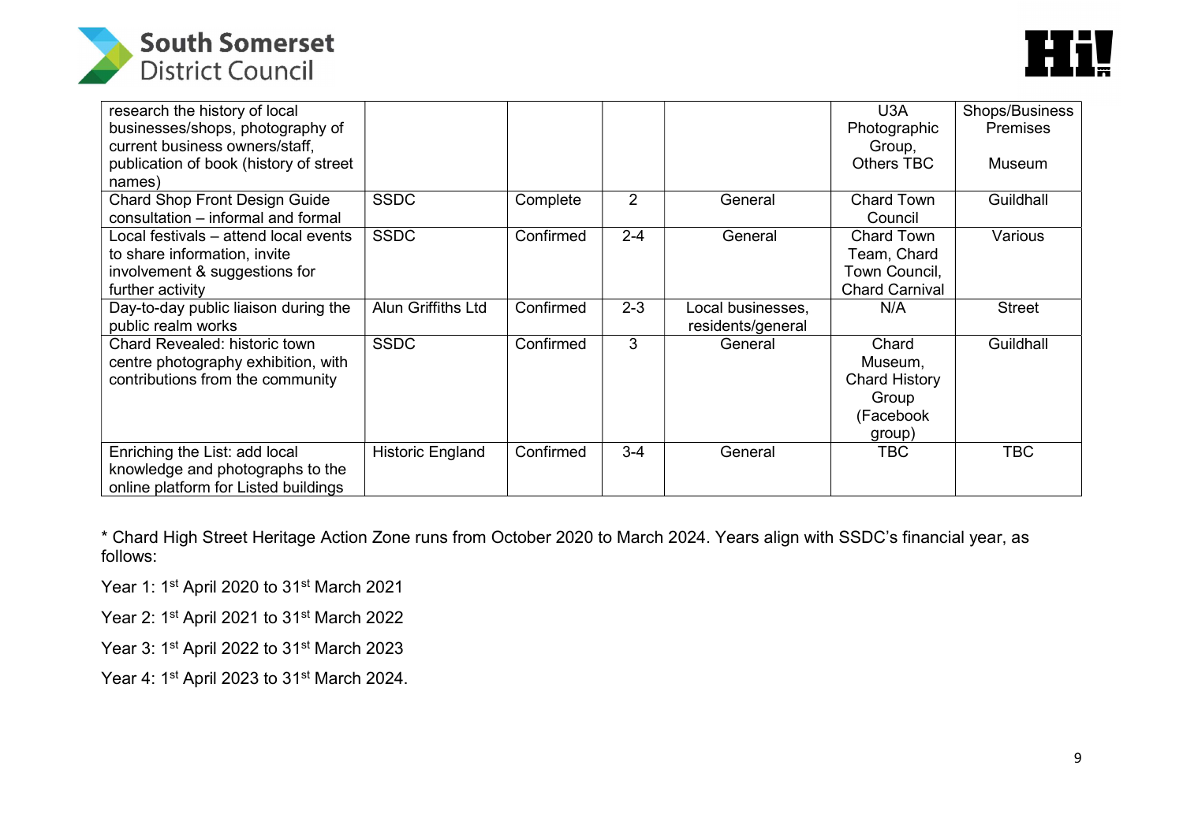| | | | | | | |
|---|---|---|---|---|---|---|
| research the history of local businesses/shops, photography of current business owners/staff, publication of book (history of street names) | | | | | U3A Photographic Group, Others TBC | Shops/Business Premises<br><br>Museum |
| Chard Shop Front Design Guide consultation – informal and formal | SSDC | Complete | 2 | General | Chard Town Council | Guildhall |
| Local festivals – attend local events to share information, invite involvement & suggestions for further activity | SSDC | Confirmed | 2-4 | General | Chard Town Team, Chard Town Council, Chard Carnival | Various |
| Day-to-day public liaison during the public realm works | Alun Griffiths Ltd | Confirmed | 2-3 | Local businesses, residents/general | N/A | Street |
| Chard Revealed: historic town centre photography exhibition, with contributions from the community | SSDC | Confirmed | 3 | General | Chard Museum, Chard History Group (Facebook group) | Guildhall |
| Enriching the List: add local knowledge and photographs to the online platform for Listed buildings | Historic England | Confirmed | 3-4 | General | TBC | TBC |

* Chard High Street Heritage Action Zone runs from October 2020 to March 2024. Years align with SSDC's financial year, as follows:

Year 1: 1st April 2020 to 31st March 2021

Year 2: 1st April 2021 to 31st March 2022

Year 3: 1st April 2022 to 31st March 2023

Year 4: 1st April 2023 to 31st March 2024.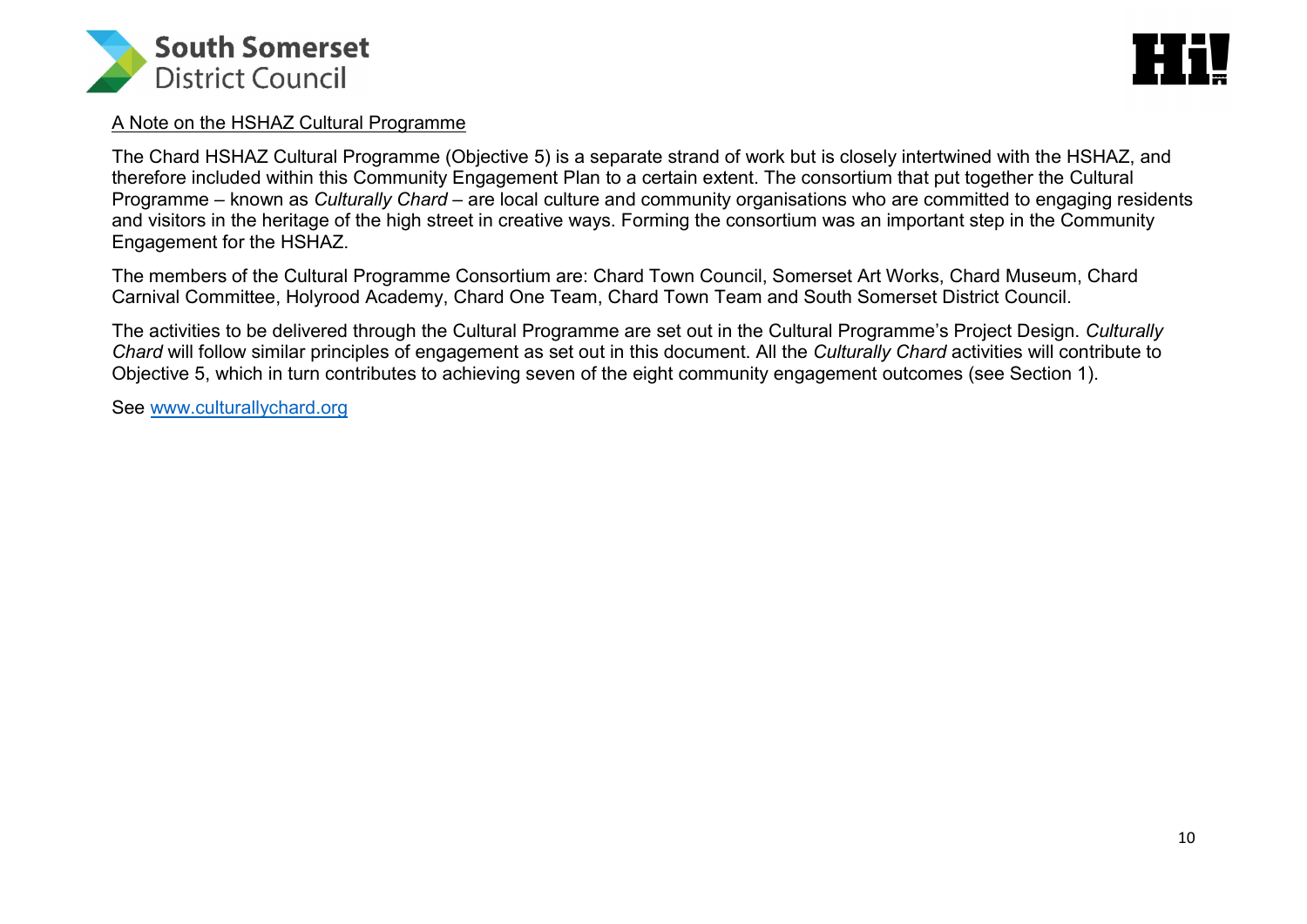## A Note on the HSHAZ Cultural Programme

The Chard HSHAZ Cultural Programme (Objective 5) is a separate strand of work but is closely intertwined with the HSHAZ, and therefore included within this Community Engagement Plan to a certain extent. The consortium that put together the Cultural Programme – known as *Culturally Chard* – are local culture and community organisations who are committed to engaging residents and visitors in the heritage of the high street in creative ways. Forming the consortium was an important step in the Community Engagement for the HSHAZ.

The members of the Cultural Programme Consortium are: Chard Town Council, Somerset Art Works, Chard Museum, Chard Carnival Committee, Holyrood Academy, Chard One Team, Chard Town Team and South Somerset District Council.

The activities to be delivered through the Cultural Programme are set out in the Cultural Programme's Project Design. *Culturally Chard* will follow similar principles of engagement as set out in this document. All the *Culturally Chard* activities will contribute to Objective 5, which in turn contributes to achieving seven of the eight community engagement outcomes (see Section 1).

See [www.culturallychard.org](http://www.culturallychard.org)